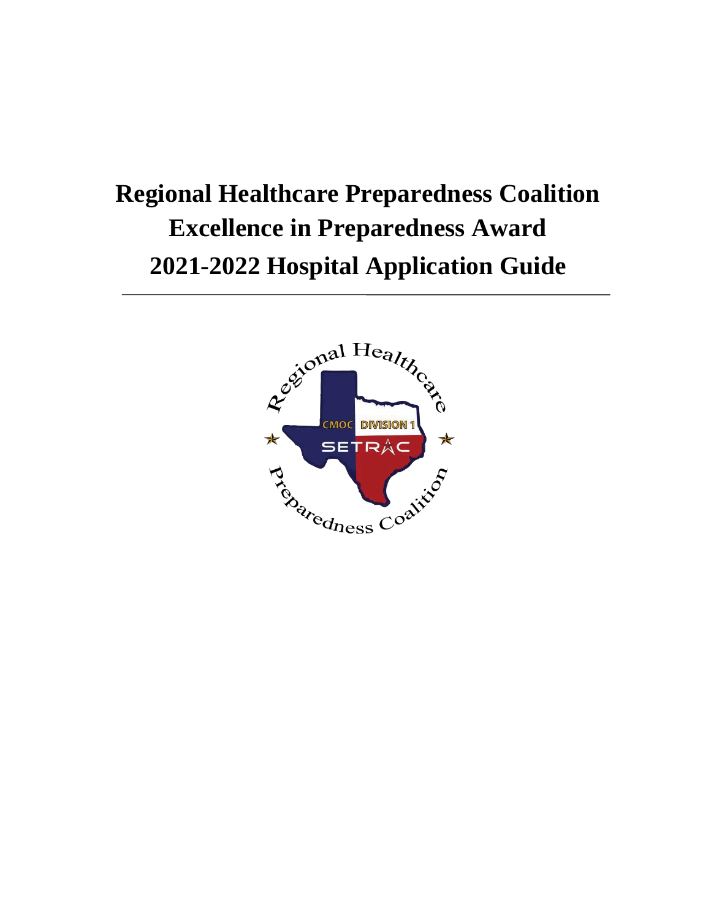# Regional Healthcare Preparedness Coalition
# Excellence in Preparedness Award
# 2021-2022 Hospital Application Guide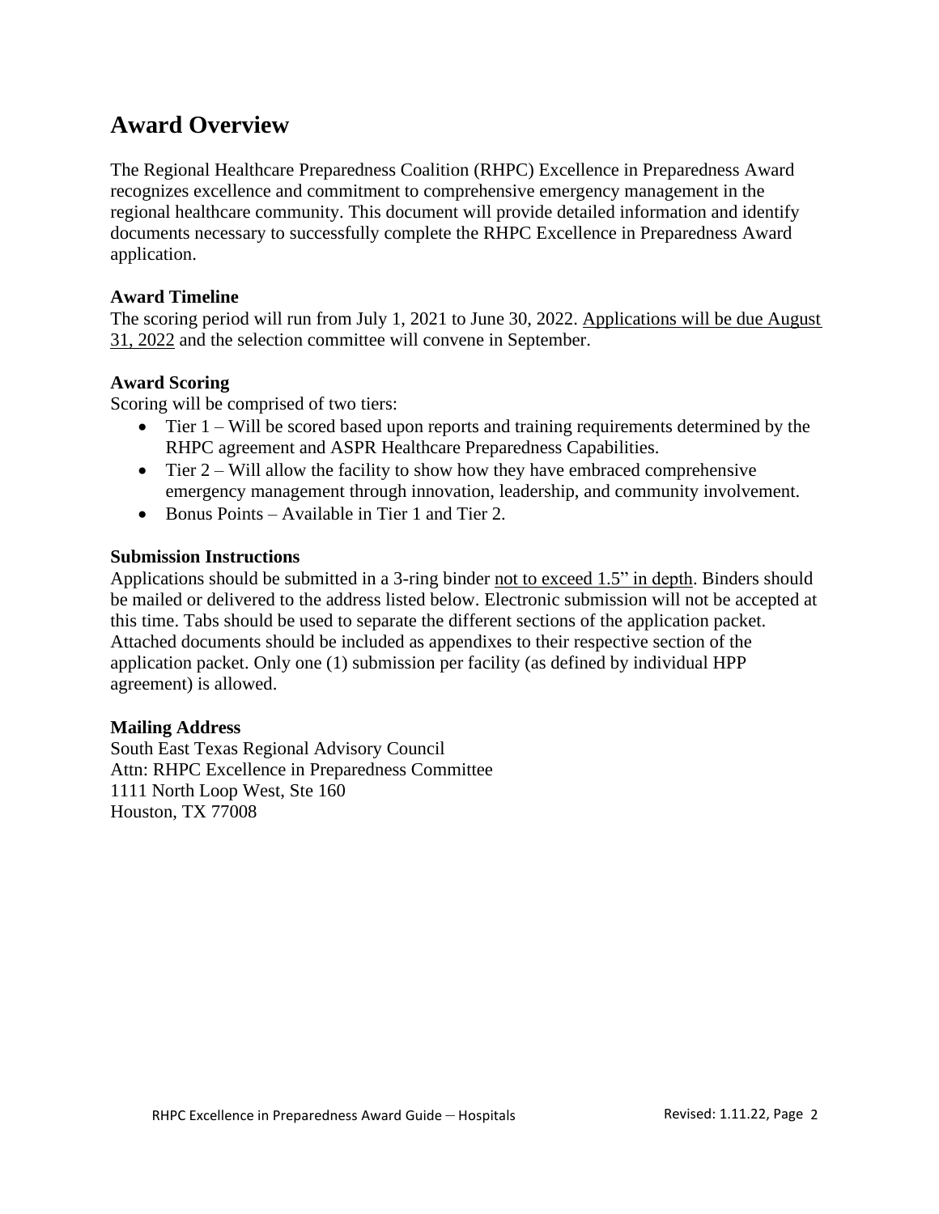# Award Overview

The Regional Healthcare Preparedness Coalition (RHPC) Excellence in Preparedness Award recognizes excellence and commitment to comprehensive emergency management in the regional healthcare community. This document will provide detailed information and identify documents necessary to successfully complete the RHPC Excellence in Preparedness Award application.

**Award Timeline**
The scoring period will run from July 1, 2021 to June 30, 2022. <u>Applications will be due August 31, 2022</u> and the selection committee will convene in September.

**Award Scoring**
Scoring will be comprised of two tiers:

- Tier 1 – Will be scored based upon reports and training requirements determined by the RHPC agreement and ASPR Healthcare Preparedness Capabilities.
- Tier 2 – Will allow the facility to show how they have embraced comprehensive emergency management through innovation, leadership, and community involvement.
- Bonus Points – Available in Tier 1 and Tier 2.

**Submission Instructions**
Applications should be submitted in a 3-ring binder <u>not to exceed 1.5" in depth</u>. Binders should be mailed or delivered to the address listed below. Electronic submission will not be accepted at this time. Tabs should be used to separate the different sections of the application packet. Attached documents should be included as appendixes to their respective section of the application packet. Only one (1) submission per facility (as defined by individual HPP agreement) is allowed.

**Mailing Address**
South East Texas Regional Advisory Council
Attn: RHPC Excellence in Preparedness Committee
1111 North Loop West, Ste 160
Houston, TX 77008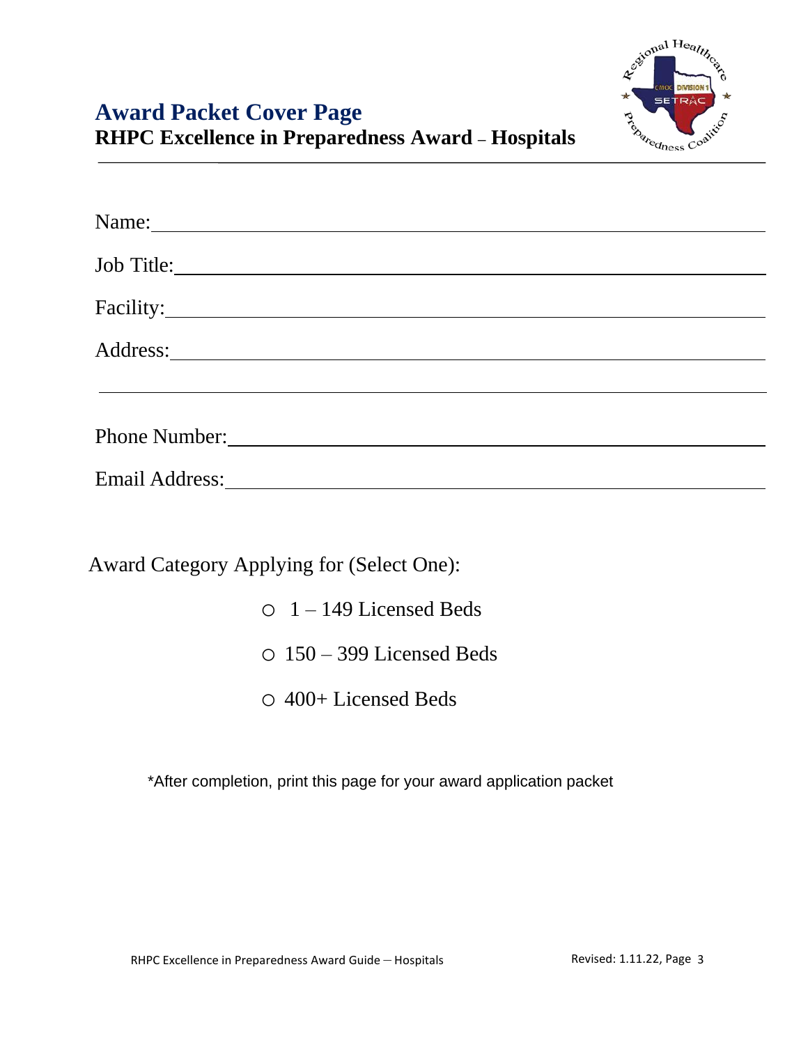# Award Packet Cover Page

## RHPC Excellence in Preparedness Award – Hospitals

Name: ____________________________________________

Job Title: ____________________________________________

Facility: ____________________________________________

Address: ____________________________________________

____________________________________________

Phone Number: ____________________________________________

Email Address: ____________________________________________

Award Category Applying for (Select One):

○ 1 – 149 Licensed Beds

○ 150 – 399 Licensed Beds

○ 400+ Licensed Beds

*After completion, print this page for your award application packet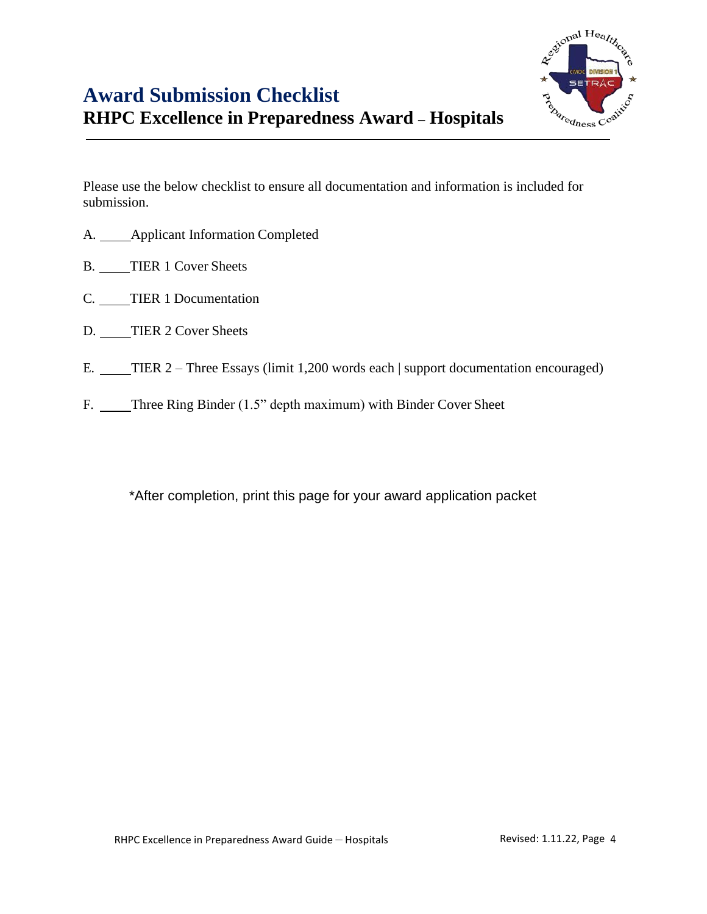# Award Submission Checklist

## RHPC Excellence in Preparedness Award – Hospitals

Please use the below checklist to ensure all documentation and information is included for submission.

A. _____Applicant Information Completed

B. _____TIER 1 Cover Sheets

C. _____TIER 1 Documentation

D. _____TIER 2 Cover Sheets

E. _____TIER 2 – Three Essays (limit 1,200 words each | support documentation encouraged)

F. _____Three Ring Binder (1.5" depth maximum) with Binder Cover Sheet

*After completion, print this page for your award application packet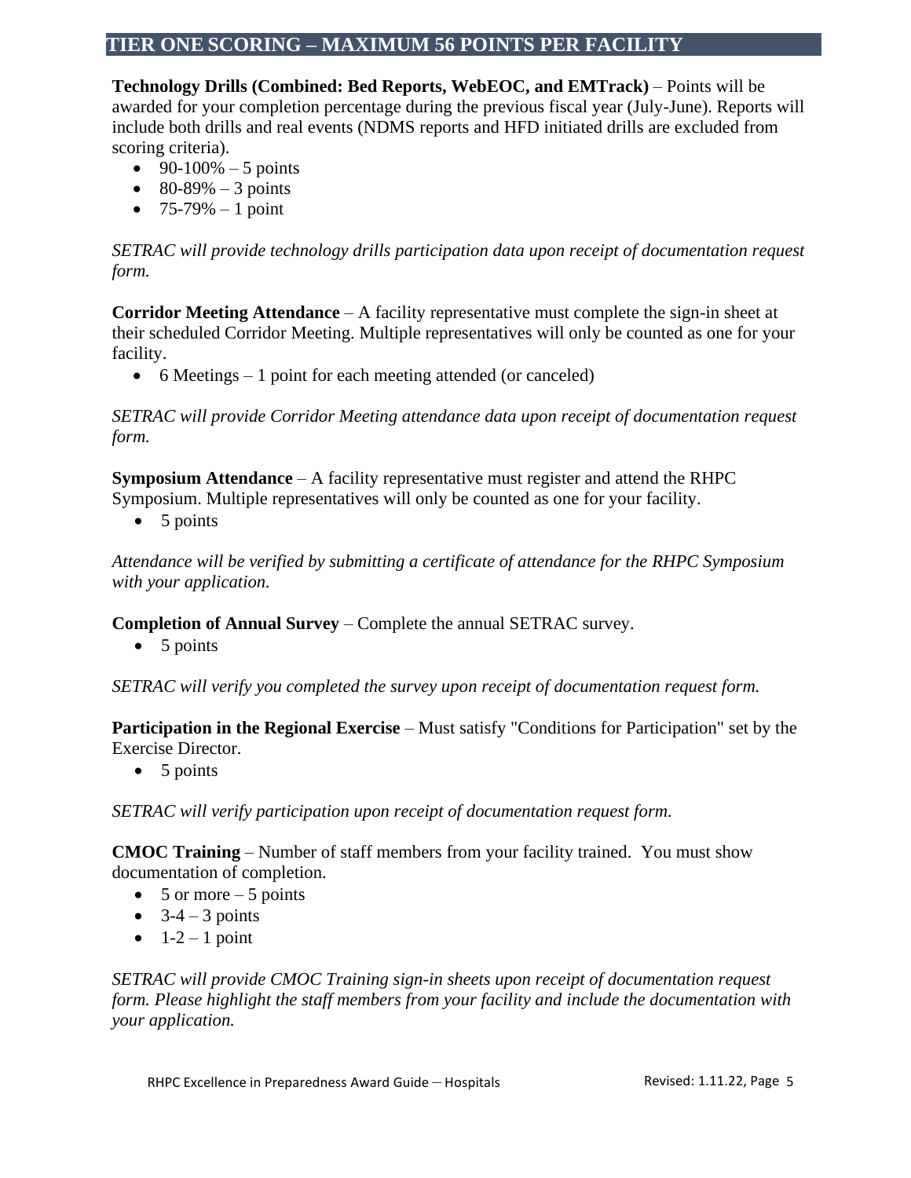## TIER ONE SCORING – MAXIMUM 56 POINTS PER FACILITY

**Technology Drills (Combined: Bed Reports, WebEOC, and EMTrack)** – Points will be awarded for your completion percentage during the previous fiscal year (July-June). Reports will include both drills and real events (NDMS reports and HFD initiated drills are excluded from scoring criteria).

- 90-100% – 5 points
- 80-89% – 3 points
- 75-79% – 1 point

*SETRAC will provide technology drills participation data upon receipt of documentation request form.*

**Corridor Meeting Attendance** – A facility representative must complete the sign-in sheet at their scheduled Corridor Meeting. Multiple representatives will only be counted as one for your facility.

- 6 Meetings – 1 point for each meeting attended (or canceled)

*SETRAC will provide Corridor Meeting attendance data upon receipt of documentation request form.*

**Symposium Attendance** – A facility representative must register and attend the RHPC Symposium. Multiple representatives will only be counted as one for your facility.

- 5 points

*Attendance will be verified by submitting a certificate of attendance for the RHPC Symposium with your application.*

**Completion of Annual Survey** – Complete the annual SETRAC survey.

- 5 points

*SETRAC will verify you completed the survey upon receipt of documentation request form.*

**Participation in the Regional Exercise** – Must satisfy "Conditions for Participation" set by the Exercise Director.

- 5 points

*SETRAC will verify participation upon receipt of documentation request form.*

**CMOC Training** – Number of staff members from your facility trained. You must show documentation of completion.

- 5 or more – 5 points
- 3-4 – 3 points
- 1-2 – 1 point

*SETRAC will provide CMOC Training sign-in sheets upon receipt of documentation request form. Please highlight the staff members from your facility and include the documentation with your application.*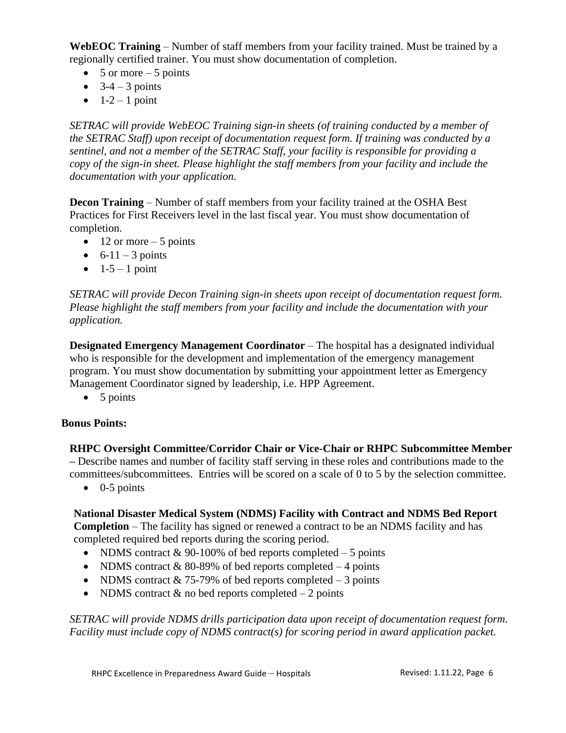**WebEOC Training** – Number of staff members from your facility trained. Must be trained by a regionally certified trainer. You must show documentation of completion.

- 5 or more – 5 points
- 3-4 – 3 points
- 1-2 – 1 point

*SETRAC will provide WebEOC Training sign-in sheets (of training conducted by a member of the SETRAC Staff) upon receipt of documentation request form. If training was conducted by a sentinel, and not a member of the SETRAC Staff, your facility is responsible for providing a copy of the sign-in sheet. Please highlight the staff members from your facility and include the documentation with your application.*

**Decon Training** – Number of staff members from your facility trained at the OSHA Best Practices for First Receivers level in the last fiscal year. You must show documentation of completion.

- 12 or more – 5 points
- 6-11 – 3 points
- 1-5 – 1 point

*SETRAC will provide Decon Training sign-in sheets upon receipt of documentation request form. Please highlight the staff members from your facility and include the documentation with your application.*

**Designated Emergency Management Coordinator** – The hospital has a designated individual who is responsible for the development and implementation of the emergency management program. You must show documentation by submitting your appointment letter as Emergency Management Coordinator signed by leadership, i.e. HPP Agreement.

- 5 points

**Bonus Points:**

**RHPC Oversight Committee/Corridor Chair or Vice-Chair or RHPC Subcommittee Member –** Describe names and number of facility staff serving in these roles and contributions made to the committees/subcommittees. Entries will be scored on a scale of 0 to 5 by the selection committee.

- 0-5 points

**National Disaster Medical System (NDMS) Facility with Contract and NDMS Bed Report Completion** – The facility has signed or renewed a contract to be an NDMS facility and has completed required bed reports during the scoring period.

- NDMS contract & 90-100% of bed reports completed – 5 points
- NDMS contract & 80-89% of bed reports completed – 4 points
- NDMS contract & 75-79% of bed reports completed – 3 points
- NDMS contract & no bed reports completed – 2 points

*SETRAC will provide NDMS drills participation data upon receipt of documentation request form. Facility must include copy of NDMS contract(s) for scoring period in award application packet.*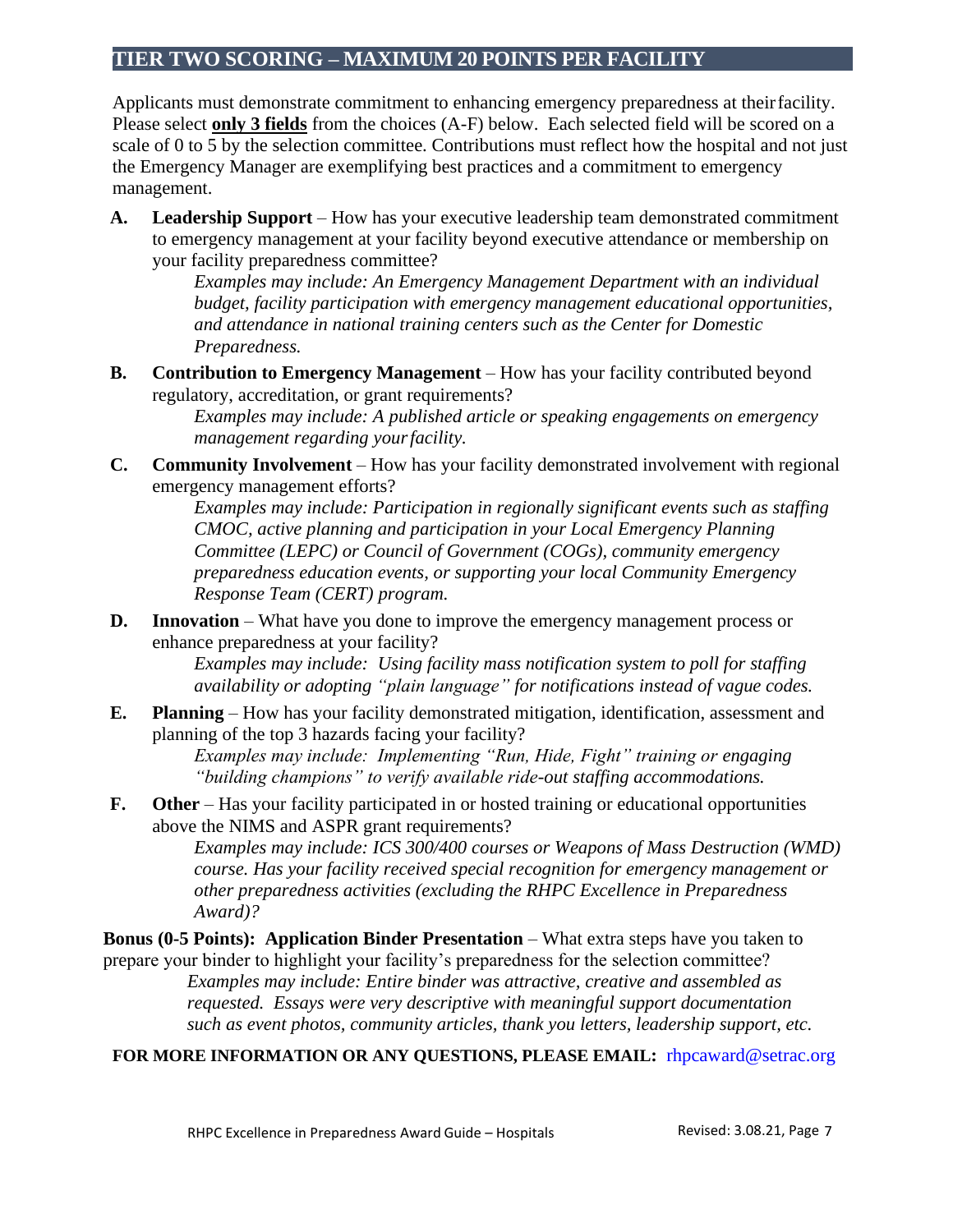## TIER TWO SCORING – MAXIMUM 20 POINTS PER FACILITY

Applicants must demonstrate commitment to enhancing emergency preparedness at their facility. Please select **only 3 fields** from the choices (A-F) below. Each selected field will be scored on a scale of 0 to 5 by the selection committee. Contributions must reflect how the hospital and not just the Emergency Manager are exemplifying best practices and a commitment to emergency management.

**A. Leadership Support** – How has your executive leadership team demonstrated commitment to emergency management at your facility beyond executive attendance or membership on your facility preparedness committee?

*Examples may include: An Emergency Management Department with an individual budget, facility participation with emergency management educational opportunities, and attendance in national training centers such as the Center for Domestic Preparedness.*

**B. Contribution to Emergency Management** – How has your facility contributed beyond regulatory, accreditation, or grant requirements?

*Examples may include: A published article or speaking engagements on emergency management regarding your facility.*

**C. Community Involvement** – How has your facility demonstrated involvement with regional emergency management efforts?

*Examples may include: Participation in regionally significant events such as staffing CMOC, active planning and participation in your Local Emergency Planning Committee (LEPC) or Council of Government (COGs), community emergency preparedness education events, or supporting your local Community Emergency Response Team (CERT) program.*

**D. Innovation** – What have you done to improve the emergency management process or enhance preparedness at your facility?

*Examples may include: Using facility mass notification system to poll for staffing availability or adopting "plain language" for notifications instead of vague codes.*

**E. Planning** – How has your facility demonstrated mitigation, identification, assessment and planning of the top 3 hazards facing your facility?

*Examples may include: Implementing "Run, Hide, Fight" training or engaging "building champions" to verify available ride-out staffing accommodations.*

**F. Other** – Has your facility participated in or hosted training or educational opportunities above the NIMS and ASPR grant requirements?

*Examples may include: ICS 300/400 courses or Weapons of Mass Destruction (WMD) course. Has your facility received special recognition for emergency management or other preparedness activities (excluding the RHPC Excellence in Preparedness Award)?*

**Bonus (0-5 Points): Application Binder Presentation** – What extra steps have you taken to prepare your binder to highlight your facility's preparedness for the selection committee?

*Examples may include: Entire binder was attractive, creative and assembled as requested. Essays were very descriptive with meaningful support documentation such as event photos, community articles, thank you letters, leadership support, etc.*

**FOR MORE INFORMATION OR ANY QUESTIONS, PLEASE EMAIL:** rhpcaward@setrac.org